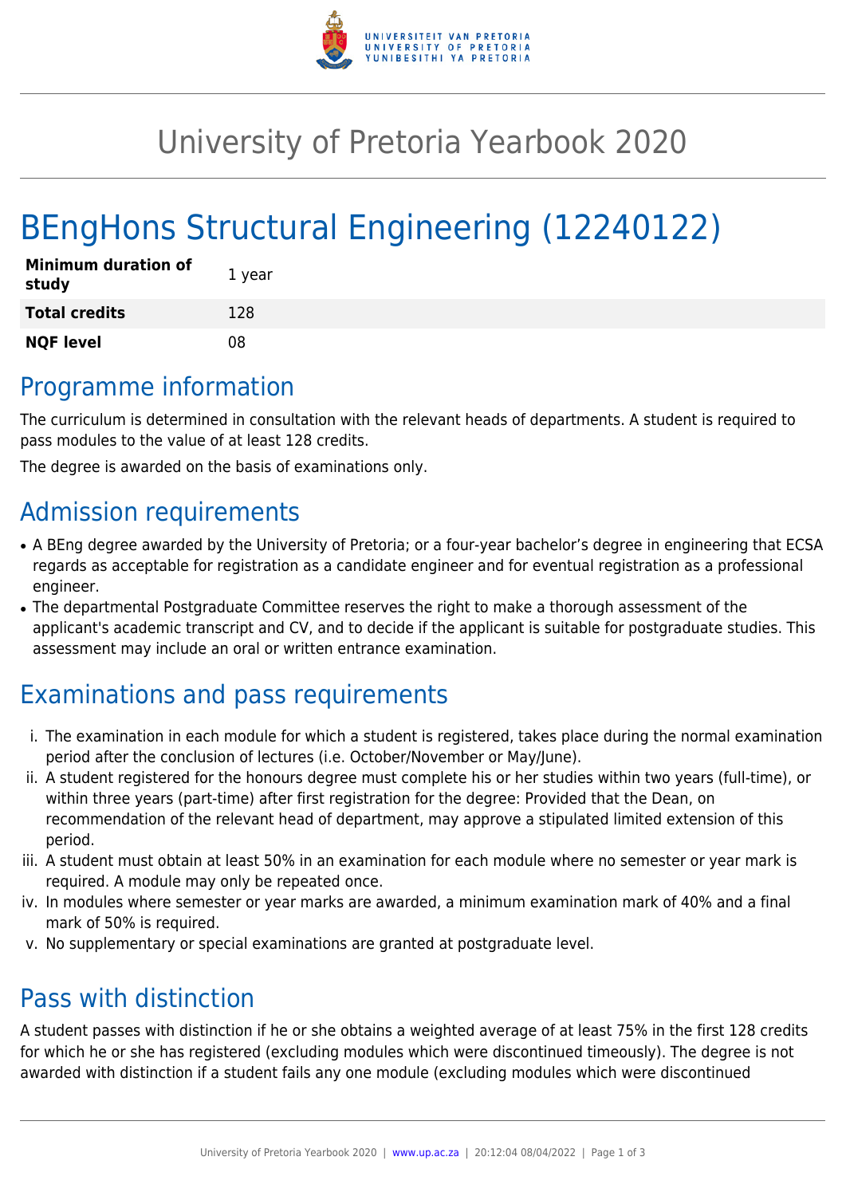# University of Pretoria Yearbook 2020

# BEngHons Structural Engineering (12240122)

| | |
|---|---|
| **Minimum duration of study** | 1 year |
| **Total credits** | 128 |
| **NQF level** | 08 |

## Programme information

The curriculum is determined in consultation with the relevant heads of departments. A student is required to pass modules to the value of at least 128 credits.

The degree is awarded on the basis of examinations only.

## Admission requirements

- A BEng degree awarded by the University of Pretoria; or a four-year bachelor's degree in engineering that ECSA regards as acceptable for registration as a candidate engineer and for eventual registration as a professional engineer.
- The departmental Postgraduate Committee reserves the right to make a thorough assessment of the applicant's academic transcript and CV, and to decide if the applicant is suitable for postgraduate studies. This assessment may include an oral or written entrance examination.

## Examinations and pass requirements

i. The examination in each module for which a student is registered, takes place during the normal examination period after the conclusion of lectures (i.e. October/November or May/June).

ii. A student registered for the honours degree must complete his or her studies within two years (full-time), or within three years (part-time) after first registration for the degree: Provided that the Dean, on recommendation of the relevant head of department, may approve a stipulated limited extension of this period.

iii. A student must obtain at least 50% in an examination for each module where no semester or year mark is required. A module may only be repeated once.

iv. In modules where semester or year marks are awarded, a minimum examination mark of 40% and a final mark of 50% is required.

v. No supplementary or special examinations are granted at postgraduate level.

## Pass with distinction

A student passes with distinction if he or she obtains a weighted average of at least 75% in the first 128 credits for which he or she has registered (excluding modules which were discontinued timeously). The degree is not awarded with distinction if a student fails any one module (excluding modules which were discontinued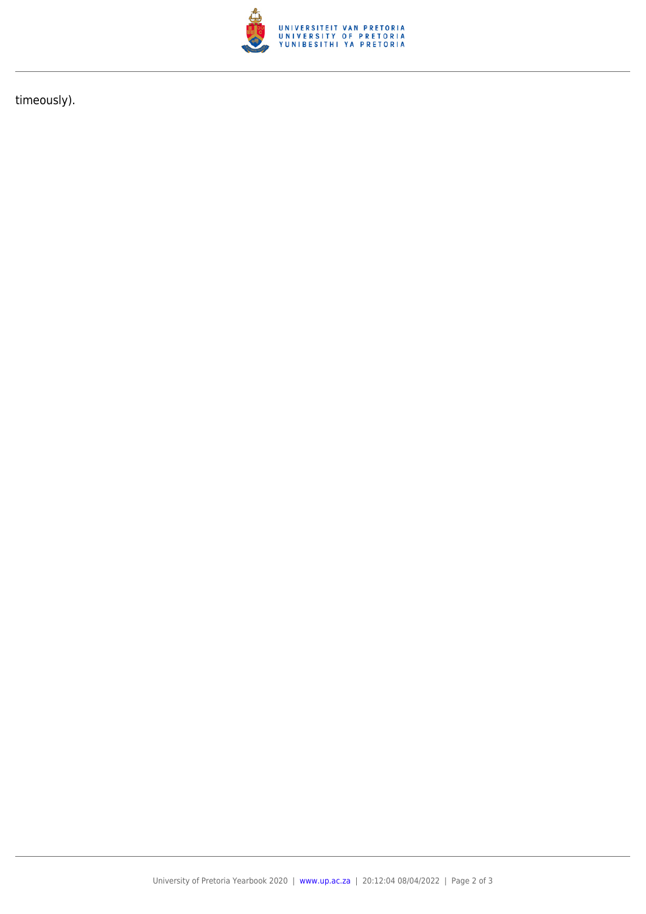timeously).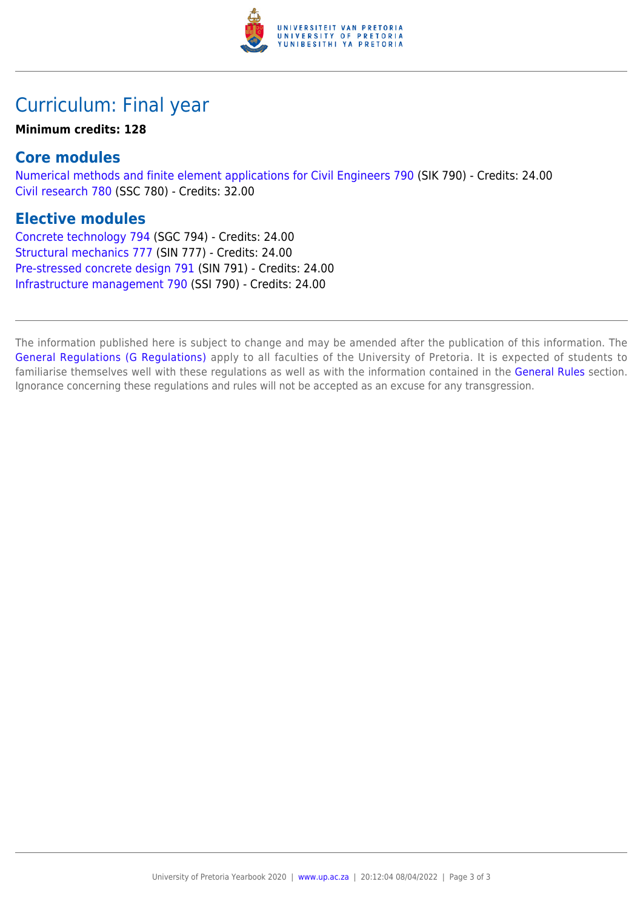# Curriculum: Final year

**Minimum credits: 128**

## Core modules

Numerical methods and finite element applications for Civil Engineers 790 (SIK 790) - Credits: 24.00
Civil research 780 (SSC 780) - Credits: 32.00

## Elective modules

Concrete technology 794 (SGC 794) - Credits: 24.00
Structural mechanics 777 (SIN 777) - Credits: 24.00
Pre-stressed concrete design 791 (SIN 791) - Credits: 24.00
Infrastructure management 790 (SSI 790) - Credits: 24.00

The information published here is subject to change and may be amended after the publication of this information. The General Regulations (G Regulations) apply to all faculties of the University of Pretoria. It is expected of students to familiarise themselves well with these regulations as well as with the information contained in the General Rules section. Ignorance concerning these regulations and rules will not be accepted as an excuse for any transgression.